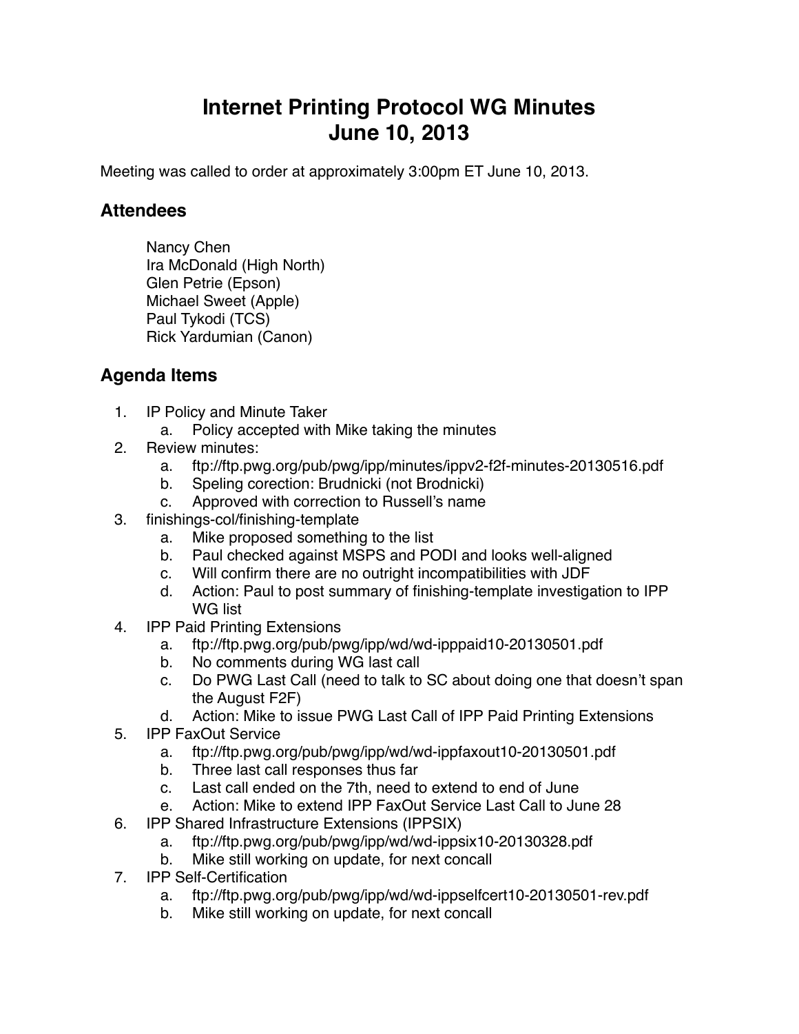# Internet Printing Protocol WG Minutes
# June 10, 2013

Meeting was called to order at approximately 3:00pm ET June 10, 2013.

## Attendees

Nancy Chen
Ira McDonald (High North)
Glen Petrie (Epson)
Michael Sweet (Apple)
Paul Tykodi (TCS)
Rick Yardumian (Canon)

## Agenda Items

1. IP Policy and Minute Taker
    a. Policy accepted with Mike taking the minutes
2. Review minutes:
    a. ftp://ftp.pwg.org/pub/pwg/ipp/minutes/ippv2-f2f-minutes-20130516.pdf
    b. Speling corection: Brudnicki (not Brodnicki)
    c. Approved with correction to Russell's name
3. finishings-col/finishing-template
    a. Mike proposed something to the list
    b. Paul checked against MSPS and PODI and looks well-aligned
    c. Will confirm there are no outright incompatibilities with JDF
    d. Action: Paul to post summary of finishing-template investigation to IPP WG list
4. IPP Paid Printing Extensions
    a. ftp://ftp.pwg.org/pub/pwg/ipp/wd/wd-ipppaid10-20130501.pdf
    b. No comments during WG last call
    c. Do PWG Last Call (need to talk to SC about doing one that doesn't span the August F2F)
    d. Action: Mike to issue PWG Last Call of IPP Paid Printing Extensions
5. IPP FaxOut Service
    a. ftp://ftp.pwg.org/pub/pwg/ipp/wd/wd-ippfaxout10-20130501.pdf
    b. Three last call responses thus far
    c. Last call ended on the 7th, need to extend to end of June
    e. Action: Mike to extend IPP FaxOut Service Last Call to June 28
6. IPP Shared Infrastructure Extensions (IPPSIX)
    a. ftp://ftp.pwg.org/pub/pwg/ipp/wd/wd-ippsix10-20130328.pdf
    b. Mike still working on update, for next concall
7. IPP Self-Certification
    a. ftp://ftp.pwg.org/pub/pwg/ipp/wd/wd-ippselfcert10-20130501-rev.pdf
    b. Mike still working on update, for next concall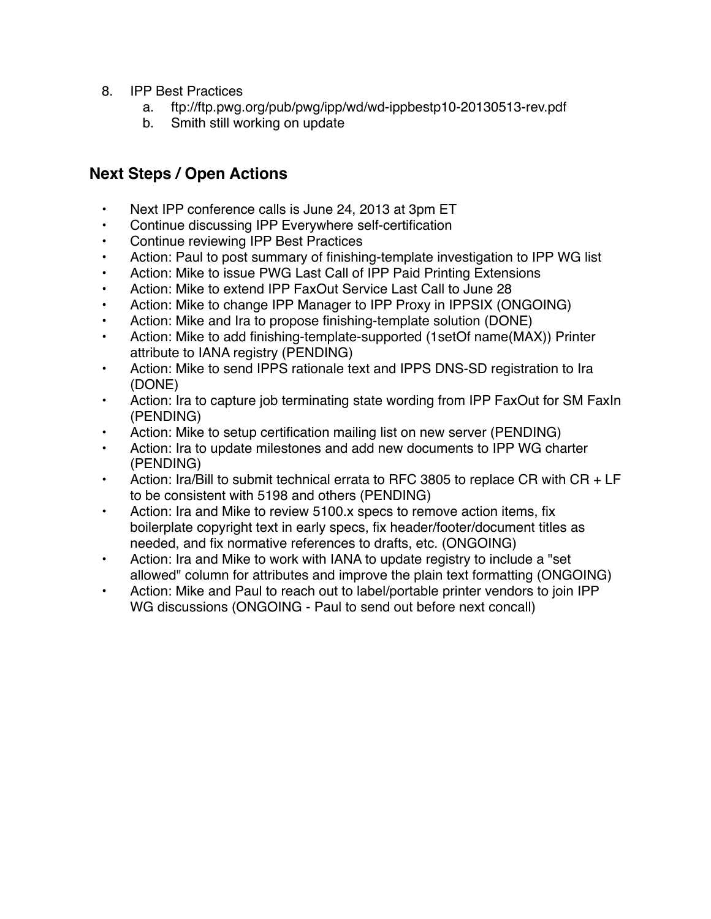8. IPP Best Practices
    a. ftp://ftp.pwg.org/pub/pwg/ipp/wd/wd-ippbestp10-20130513-rev.pdf
    b. Smith still working on update

## Next Steps / Open Actions

- Next IPP conference calls is June 24, 2013 at 3pm ET
- Continue discussing IPP Everywhere self-certification
- Continue reviewing IPP Best Practices
- Action: Paul to post summary of finishing-template investigation to IPP WG list
- Action: Mike to issue PWG Last Call of IPP Paid Printing Extensions
- Action: Mike to extend IPP FaxOut Service Last Call to June 28
- Action: Mike to change IPP Manager to IPP Proxy in IPPSIX (ONGOING)
- Action: Mike and Ira to propose finishing-template solution (DONE)
- Action: Mike to add finishing-template-supported (1setOf name(MAX)) Printer attribute to IANA registry (PENDING)
- Action: Mike to send IPPS rationale text and IPPS DNS-SD registration to Ira (DONE)
- Action: Ira to capture job terminating state wording from IPP FaxOut for SM FaxIn (PENDING)
- Action: Mike to setup certification mailing list on new server (PENDING)
- Action: Ira to update milestones and add new documents to IPP WG charter (PENDING)
- Action: Ira/Bill to submit technical errata to RFC 3805 to replace CR with CR + LF to be consistent with 5198 and others (PENDING)
- Action: Ira and Mike to review 5100.x specs to remove action items, fix boilerplate copyright text in early specs, fix header/footer/document titles as needed, and fix normative references to drafts, etc. (ONGOING)
- Action: Ira and Mike to work with IANA to update registry to include a "set allowed" column for attributes and improve the plain text formatting (ONGOING)
- Action: Mike and Paul to reach out to label/portable printer vendors to join IPP WG discussions (ONGOING - Paul to send out before next concall)